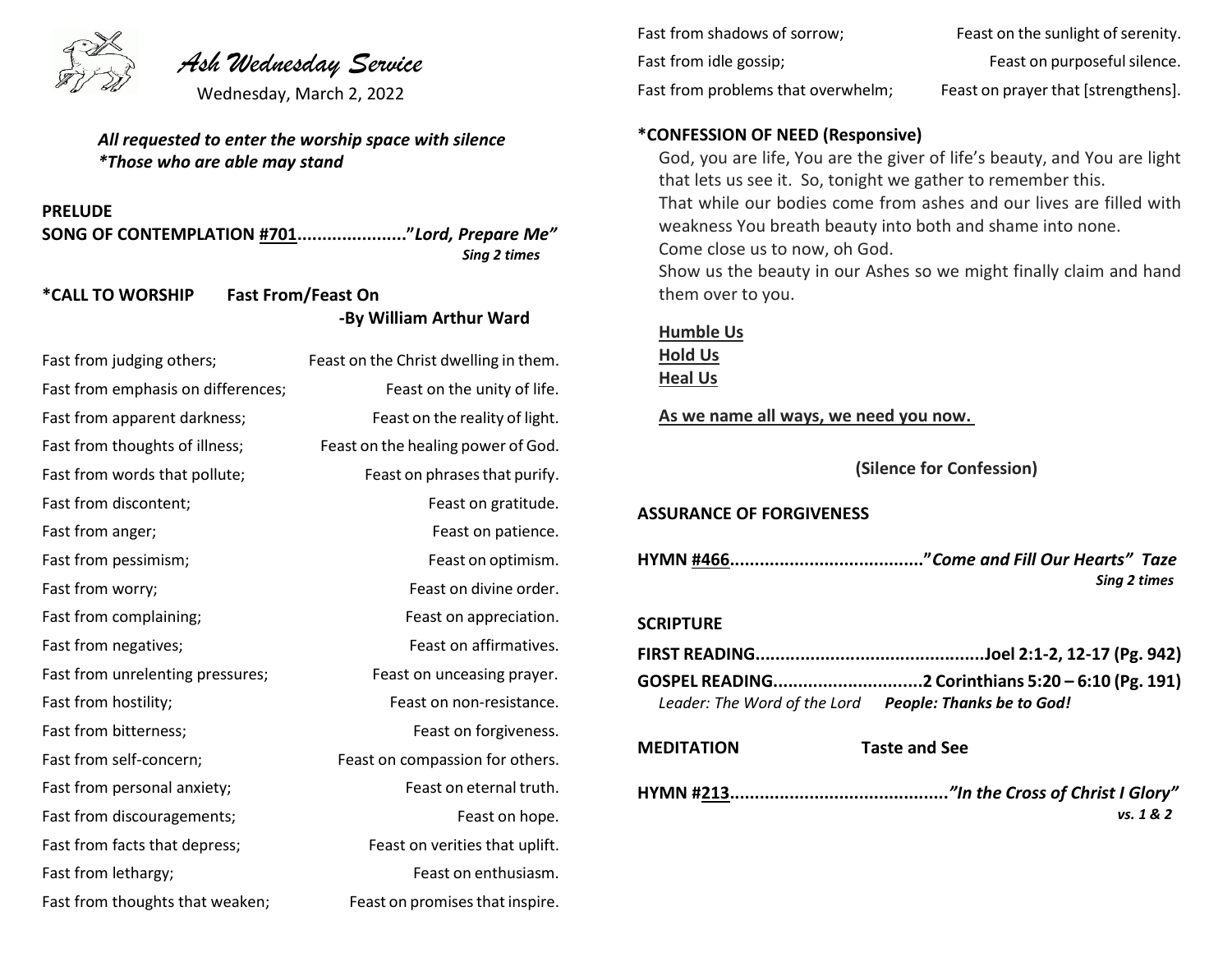# *Ash Wednesday Service*

Wednesday, March 2, 2022

***All requested to enter the worship space with silence***
***\*Those who are able may stand***

**PRELUDE**

**SONG OF CONTEMPLATION #701......................"*Lord, Prepare Me"***
***Sing 2 times***

**\*CALL TO WORSHIP Fast From/Feast On**
**-By William Arthur Ward**

| | |
|---|---|
| Fast from judging others; | Feast on the Christ dwelling in them. |
| Fast from emphasis on differences; | Feast on the unity of life. |
| Fast from apparent darkness; | Feast on the reality of light. |
| Fast from thoughts of illness; | Feast on the healing power of God. |
| Fast from words that pollute; | Feast on phrases that purify. |
| Fast from discontent; | Feast on gratitude. |
| Fast from anger; | Feast on patience. |
| Fast from pessimism; | Feast on optimism. |
| Fast from worry; | Feast on divine order. |
| Fast from complaining; | Feast on appreciation. |
| Fast from negatives; | Feast on affirmatives. |
| Fast from unrelenting pressures; | Feast on unceasing prayer. |
| Fast from hostility; | Feast on non-resistance. |
| Fast from bitterness; | Feast on forgiveness. |
| Fast from self-concern; | Feast on compassion for others. |
| Fast from personal anxiety; | Feast on eternal truth. |
| Fast from discouragements; | Feast on hope. |
| Fast from facts that depress; | Feast on verities that uplift. |
| Fast from lethargy; | Feast on enthusiasm. |
| Fast from thoughts that weaken; | Feast on promises that inspire. |
| Fast from shadows of sorrow; | Feast on the sunlight of serenity. |
| Fast from idle gossip; | Feast on purposeful silence. |
| Fast from problems that overwhelm; | Feast on prayer that [strengthens]. |

**\*CONFESSION OF NEED (Responsive)**

God, you are life, You are the giver of life's beauty, and You are light that lets us see it. So, tonight we gather to remember this.
That while our bodies come from ashes and our lives are filled with weakness You breath beauty into both and shame into none.
Come close us to now, oh God.
Show us the beauty in our Ashes so we might finally claim and hand them over to you.

**Humble Us**
**Hold Us**
**Heal Us**

**As we name all ways, we need you now.**

**(Silence for Confession)**

**ASSURANCE OF FORGIVENESS**

**HYMN #466......................................."*Come and Fill Our Hearts" Taze***
***Sing 2 times***

**SCRIPTURE**

**FIRST READING.............................................Joel 2:1-2, 12-17 (Pg. 942)**

**GOSPEL READING.............................2 Corinthians 5:20 – 6:10 (Pg. 191)**

*Leader: The Word of the Lord* ***People: Thanks be to God!***

**MEDITATION Taste and See**

**HYMN #213..........................................."*In the Cross of Christ I Glory"***
***vs. 1 & 2***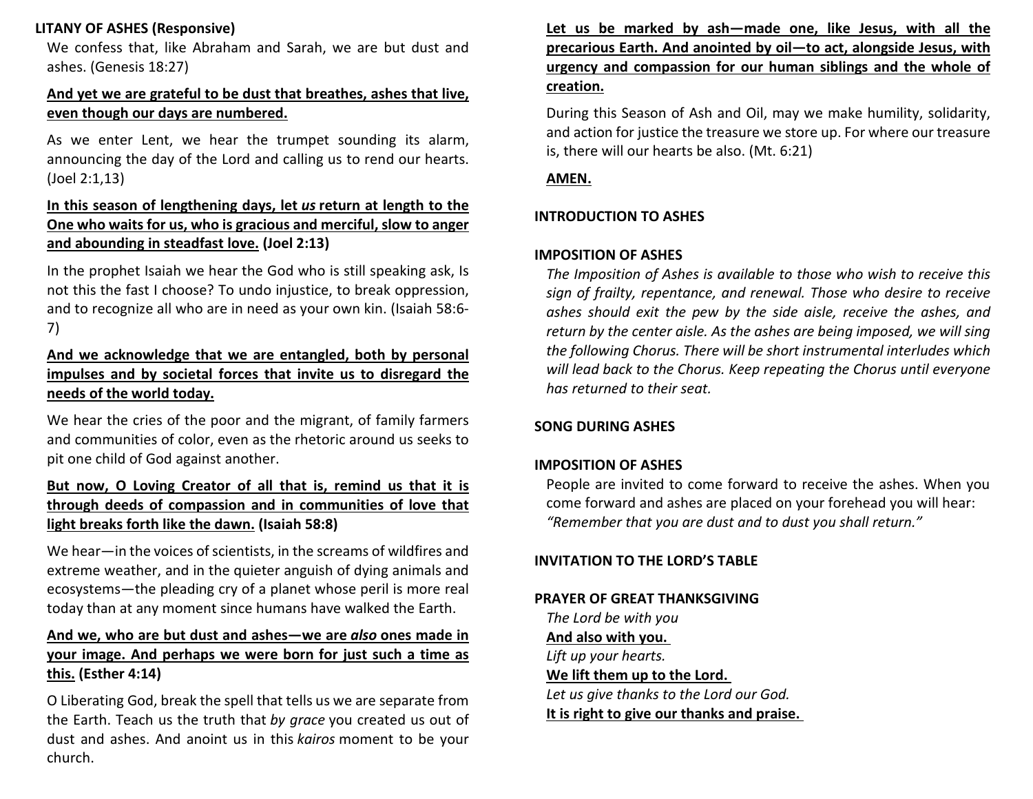**LITANY OF ASHES (Responsive)**

We confess that, like Abraham and Sarah, we are but dust and ashes. (Genesis 18:27)

**And yet we are grateful to be dust that breathes, ashes that live, even though our days are numbered.**

As we enter Lent, we hear the trumpet sounding its alarm, announcing the day of the Lord and calling us to rend our hearts. (Joel 2:1,13)

**In this season of lengthening days, let *us* return at length to the One who waits for us, who is gracious and merciful, slow to anger and abounding in steadfast love. (Joel 2:13)**

In the prophet Isaiah we hear the God who is still speaking ask, Is not this the fast I choose? To undo injustice, to break oppression, and to recognize all who are in need as your own kin. (Isaiah 58:6-7)

**And we acknowledge that we are entangled, both by personal impulses and by societal forces that invite us to disregard the needs of the world today.**

We hear the cries of the poor and the migrant, of family farmers and communities of color, even as the rhetoric around us seeks to pit one child of God against another.

**But now, O Loving Creator of all that is, remind us that it is through deeds of compassion and in communities of love that light breaks forth like the dawn. (Isaiah 58:8)**

We hear—in the voices of scientists, in the screams of wildfires and extreme weather, and in the quieter anguish of dying animals and ecosystems—the pleading cry of a planet whose peril is more real today than at any moment since humans have walked the Earth.

**And we, who are but dust and ashes—we are *also* ones made in your image. And perhaps we were born for just such a time as this. (Esther 4:14)**

O Liberating God, break the spell that tells us we are separate from the Earth. Teach us the truth that *by grace* you created us out of dust and ashes. And anoint us in this *kairos* moment to be your church.

**Let us be marked by ash—made one, like Jesus, with all the precarious Earth. And anointed by oil—to act, alongside Jesus, with urgency and compassion for our human siblings and the whole of creation.**

During this Season of Ash and Oil, may we make humility, solidarity, and action for justice the treasure we store up. For where our treasure is, there will our hearts be also. (Mt. 6:21)

**AMEN.**

**INTRODUCTION TO ASHES**

**IMPOSITION OF ASHES**

*The Imposition of Ashes is available to those who wish to receive this sign of frailty, repentance, and renewal. Those who desire to receive ashes should exit the pew by the side aisle, receive the ashes, and return by the center aisle. As the ashes are being imposed, we will sing the following Chorus. There will be short instrumental interludes which will lead back to the Chorus. Keep repeating the Chorus until everyone has returned to their seat.*

**SONG DURING ASHES**

**IMPOSITION OF ASHES**

People are invited to come forward to receive the ashes. When you come forward and ashes are placed on your forehead you will hear: *"Remember that you are dust and to dust you shall return."*

**INVITATION TO THE LORD'S TABLE**

**PRAYER OF GREAT THANKSGIVING**

*The Lord be with you*
**And also with you.**
*Lift up your hearts.*
**We lift them up to the Lord.**
*Let us give thanks to the Lord our God.*
**It is right to give our thanks and praise.**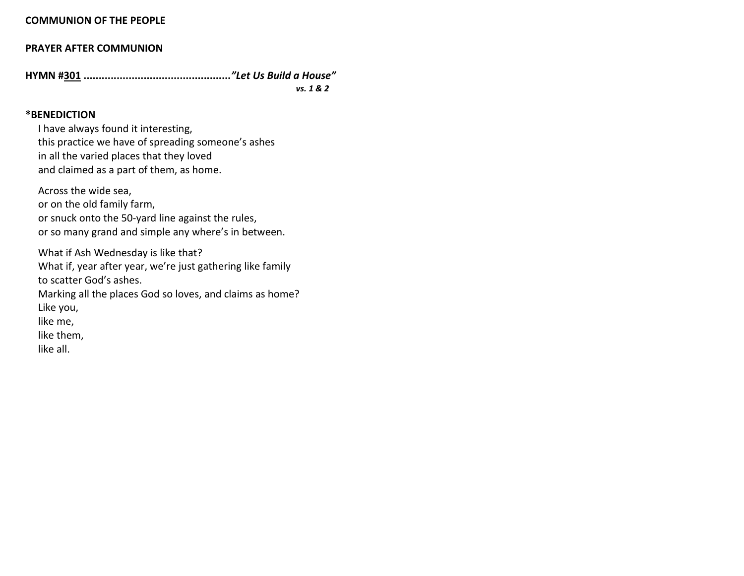**COMMUNION OF THE PEOPLE**

**PRAYER AFTER COMMUNION**

**HYMN #<u>301</u> ................................................*"Let Us Build a House"***
***vs. 1 & 2***

**\*BENEDICTION**

I have always found it interesting,
this practice we have of spreading someone's ashes
in all the varied places that they loved
and claimed as a part of them, as home.

Across the wide sea,
or on the old family farm,
or snuck onto the 50-yard line against the rules,
or so many grand and simple any where's in between.

What if Ash Wednesday is like that?
What if, year after year, we're just gathering like family
to scatter God's ashes.
Marking all the places God so loves, and claims as home?
Like you,
like me,
like them,
like all.